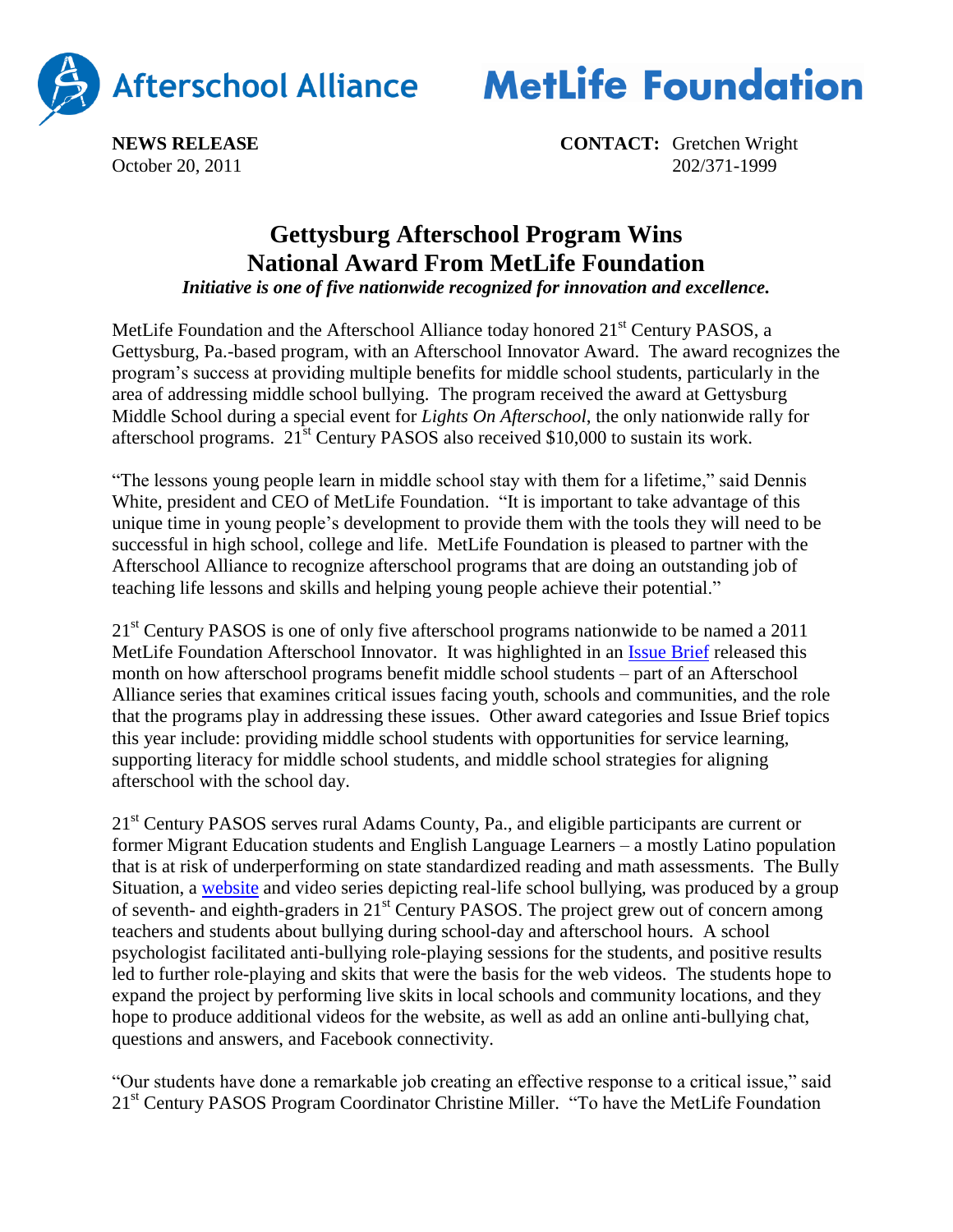Afterschool Alliance MetLife Foundation

**NEWS RELEASE**
October 20, 2011

**CONTACT:** Gretchen Wright
202/371-1999

# Gettysburg Afterschool Program Wins National Award From MetLife Foundation

***Initiative is one of five nationwide recognized for innovation and excellence.***

MetLife Foundation and the Afterschool Alliance today honored 21st Century PASOS, a Gettysburg, Pa.-based program, with an Afterschool Innovator Award. The award recognizes the program's success at providing multiple benefits for middle school students, particularly in the area of addressing middle school bullying. The program received the award at Gettysburg Middle School during a special event for *Lights On Afterschool*, the only nationwide rally for afterschool programs. 21st Century PASOS also received $10,000 to sustain its work.

"The lessons young people learn in middle school stay with them for a lifetime," said Dennis White, president and CEO of MetLife Foundation. "It is important to take advantage of this unique time in young people's development to provide them with the tools they will need to be successful in high school, college and life. MetLife Foundation is pleased to partner with the Afterschool Alliance to recognize afterschool programs that are doing an outstanding job of teaching life lessons and skills and helping young people achieve their potential."

21st Century PASOS is one of only five afterschool programs nationwide to be named a 2011 MetLife Foundation Afterschool Innovator. It was highlighted in an Issue Brief released this month on how afterschool programs benefit middle school students – part of an Afterschool Alliance series that examines critical issues facing youth, schools and communities, and the role that the programs play in addressing these issues. Other award categories and Issue Brief topics this year include: providing middle school students with opportunities for service learning, supporting literacy for middle school students, and middle school strategies for aligning afterschool with the school day.

21st Century PASOS serves rural Adams County, Pa., and eligible participants are current or former Migrant Education students and English Language Learners – a mostly Latino population that is at risk of underperforming on state standardized reading and math assessments. The Bully Situation, a website and video series depicting real-life school bullying, was produced by a group of seventh- and eighth-graders in 21st Century PASOS. The project grew out of concern among teachers and students about bullying during school-day and afterschool hours. A school psychologist facilitated anti-bullying role-playing sessions for the students, and positive results led to further role-playing and skits that were the basis for the web videos. The students hope to expand the project by performing live skits in local schools and community locations, and they hope to produce additional videos for the website, as well as add an online anti-bullying chat, questions and answers, and Facebook connectivity.

"Our students have done a remarkable job creating an effective response to a critical issue," said 21st Century PASOS Program Coordinator Christine Miller. "To have the MetLife Foundation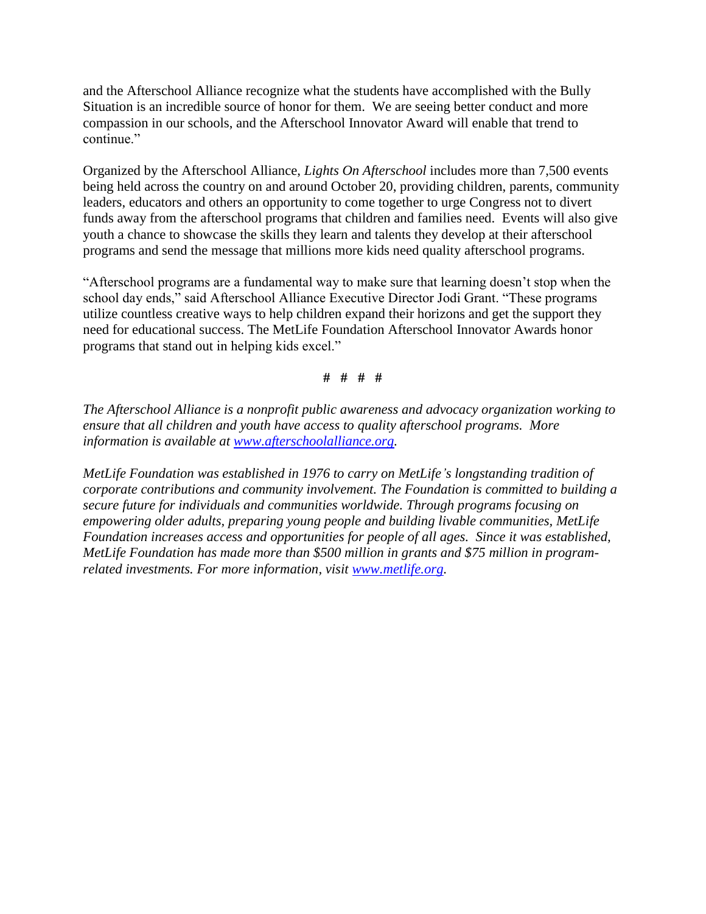and the Afterschool Alliance recognize what the students have accomplished with the Bully Situation is an incredible source of honor for them. We are seeing better conduct and more compassion in our schools, and the Afterschool Innovator Award will enable that trend to continue."

Organized by the Afterschool Alliance, *Lights On Afterschool* includes more than 7,500 events being held across the country on and around October 20, providing children, parents, community leaders, educators and others an opportunity to come together to urge Congress not to divert funds away from the afterschool programs that children and families need. Events will also give youth a chance to showcase the skills they learn and talents they develop at their afterschool programs and send the message that millions more kids need quality afterschool programs.

"Afterschool programs are a fundamental way to make sure that learning doesn't stop when the school day ends," said Afterschool Alliance Executive Director Jodi Grant. "These programs utilize countless creative ways to help children expand their horizons and get the support they need for educational success. The MetLife Foundation Afterschool Innovator Awards honor programs that stand out in helping kids excel."

# # # #

*The Afterschool Alliance is a nonprofit public awareness and advocacy organization working to ensure that all children and youth have access to quality afterschool programs. More information is available at [www.afterschoolalliance.org](http://www.afterschoolalliance.org).*

*MetLife Foundation was established in 1976 to carry on MetLife's longstanding tradition of corporate contributions and community involvement. The Foundation is committed to building a secure future for individuals and communities worldwide. Through programs focusing on empowering older adults, preparing young people and building livable communities, MetLife Foundation increases access and opportunities for people of all ages. Since it was established, MetLife Foundation has made more than $500 million in grants and $75 million in program-related investments. For more information, visit [www.metlife.org](http://www.metlife.org).*